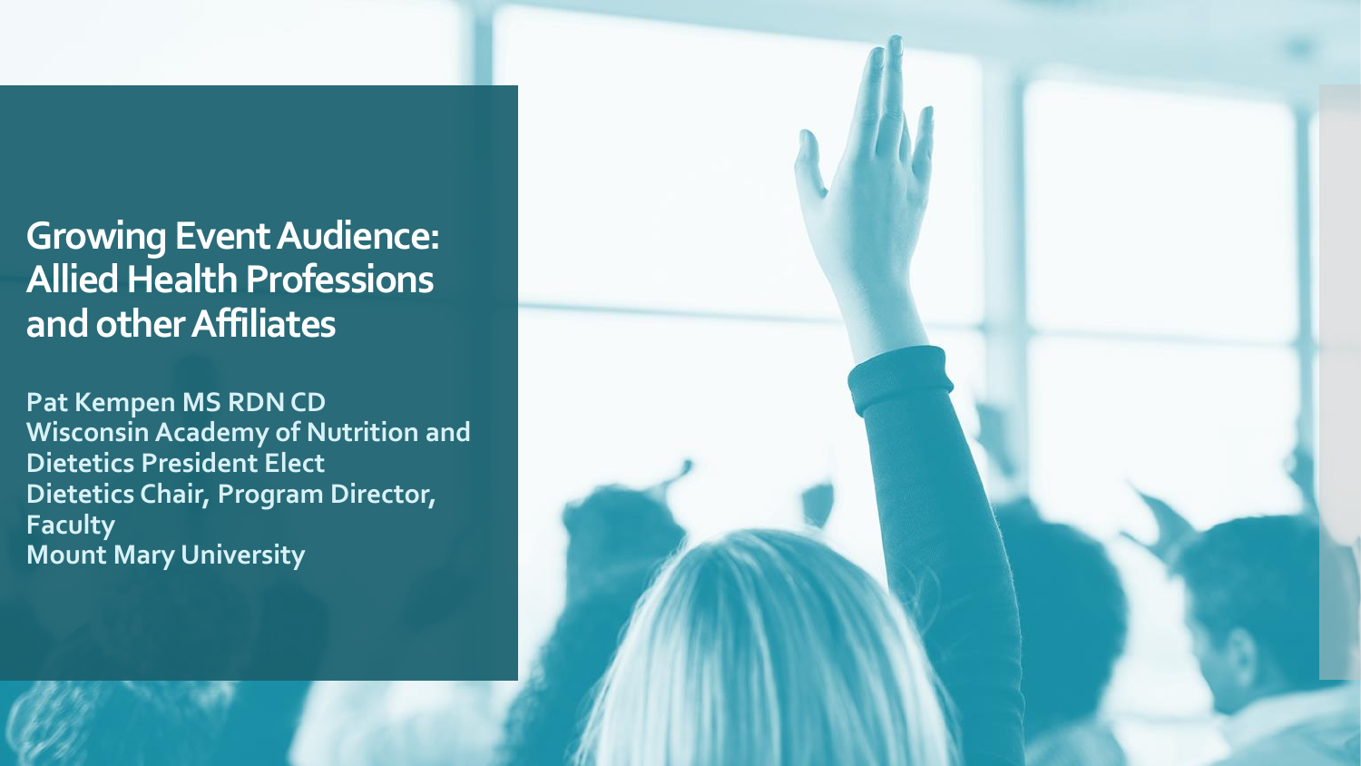# Growing Event Audience: Allied Health Professions and other Affiliates

**Pat Kempen MS RDN CD**
**Wisconsin Academy of Nutrition and Dietetics President Elect**
**Dietetics Chair, Program Director, Faculty**
**Mount Mary University**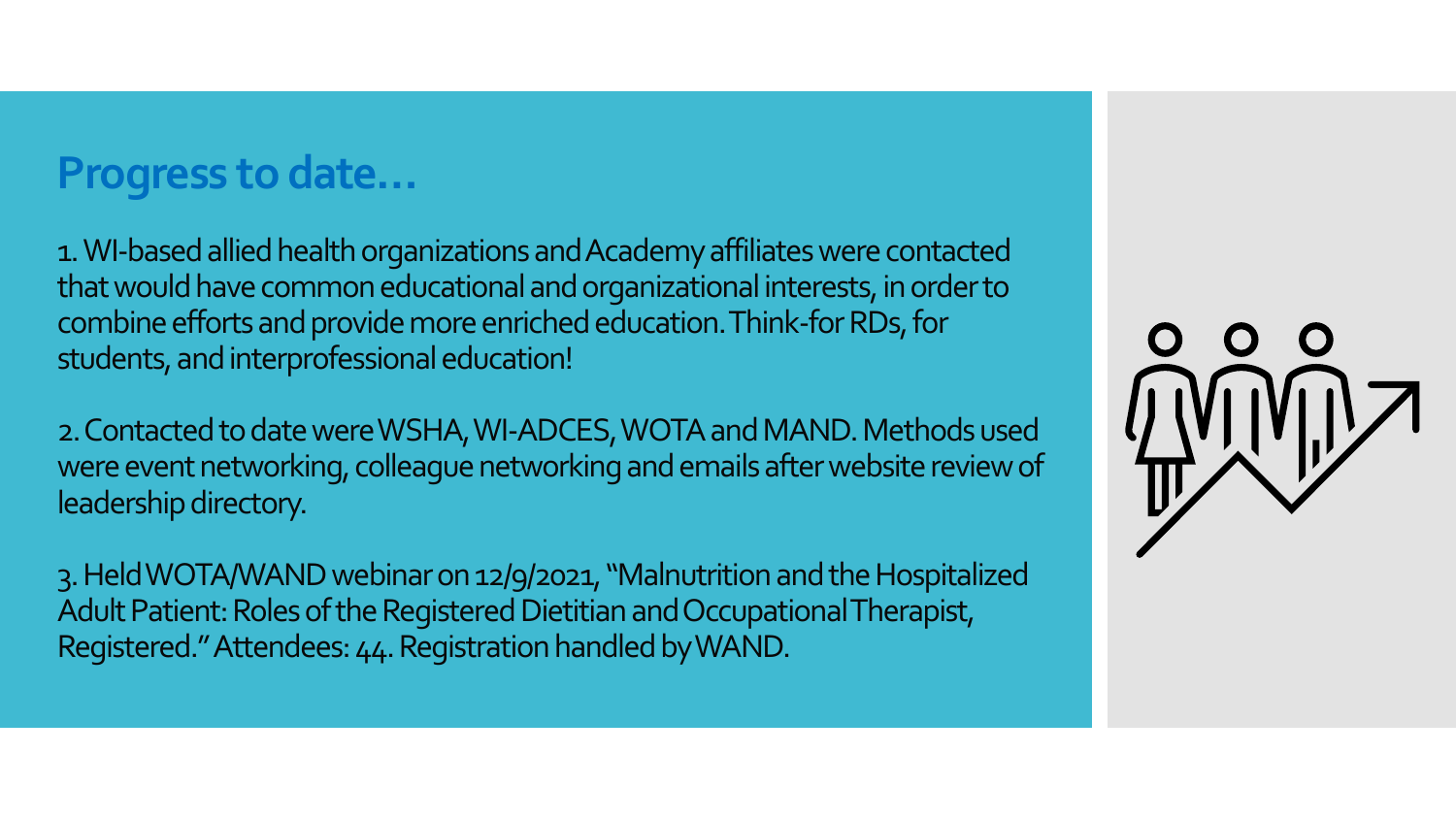## Progress to date…

1. WI-based allied health organizations and Academy affiliates were contacted that would have common educational and organizational interests, in order to combine efforts and provide more enriched education. Think-for RDs, for students, and interprofessional education!

2. Contacted to date were WSHA, WI-ADCES, WOTA and MAND. Methods used were event networking, colleague networking and emails after website review of leadership directory.

3. Held WOTA/WAND webinar on 12/9/2021, "Malnutrition and the Hospitalized Adult Patient: Roles of the Registered Dietitian and Occupational Therapist, Registered." Attendees: 44. Registration handled by WAND.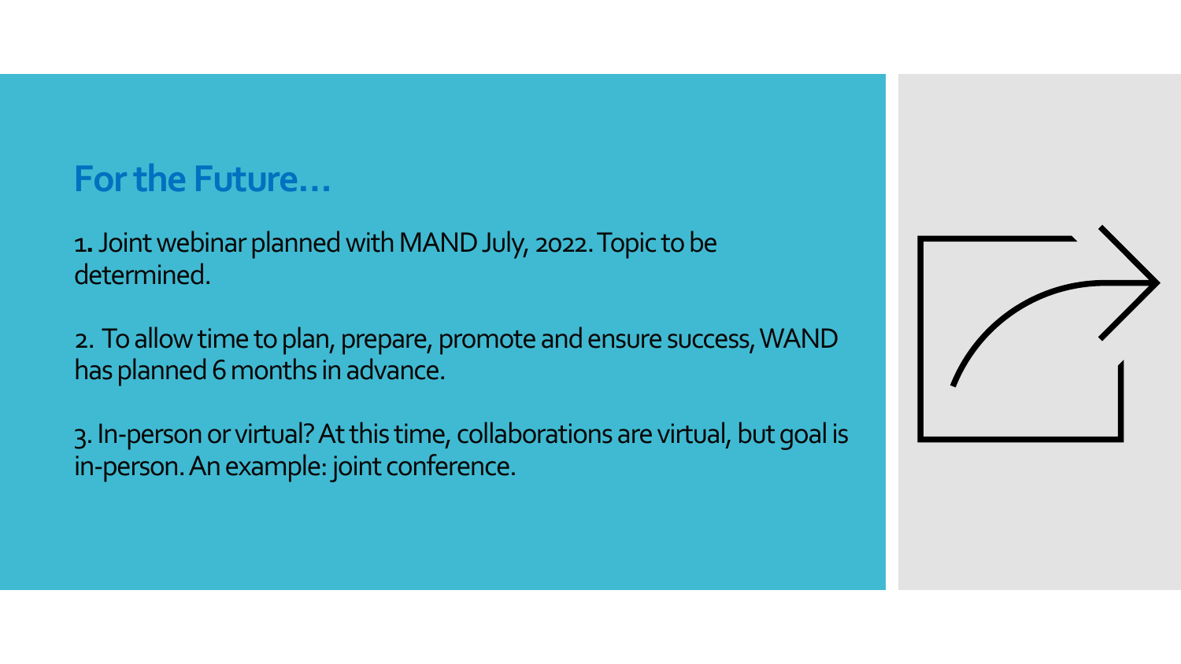## For the Future…

1. Joint webinar planned with MAND July, 2022. Topic to be determined.

2. To allow time to plan, prepare, promote and ensure success, WAND has planned 6 months in advance.

3. In-person or virtual? At this time, collaborations are virtual, but goal is in-person. An example: joint conference.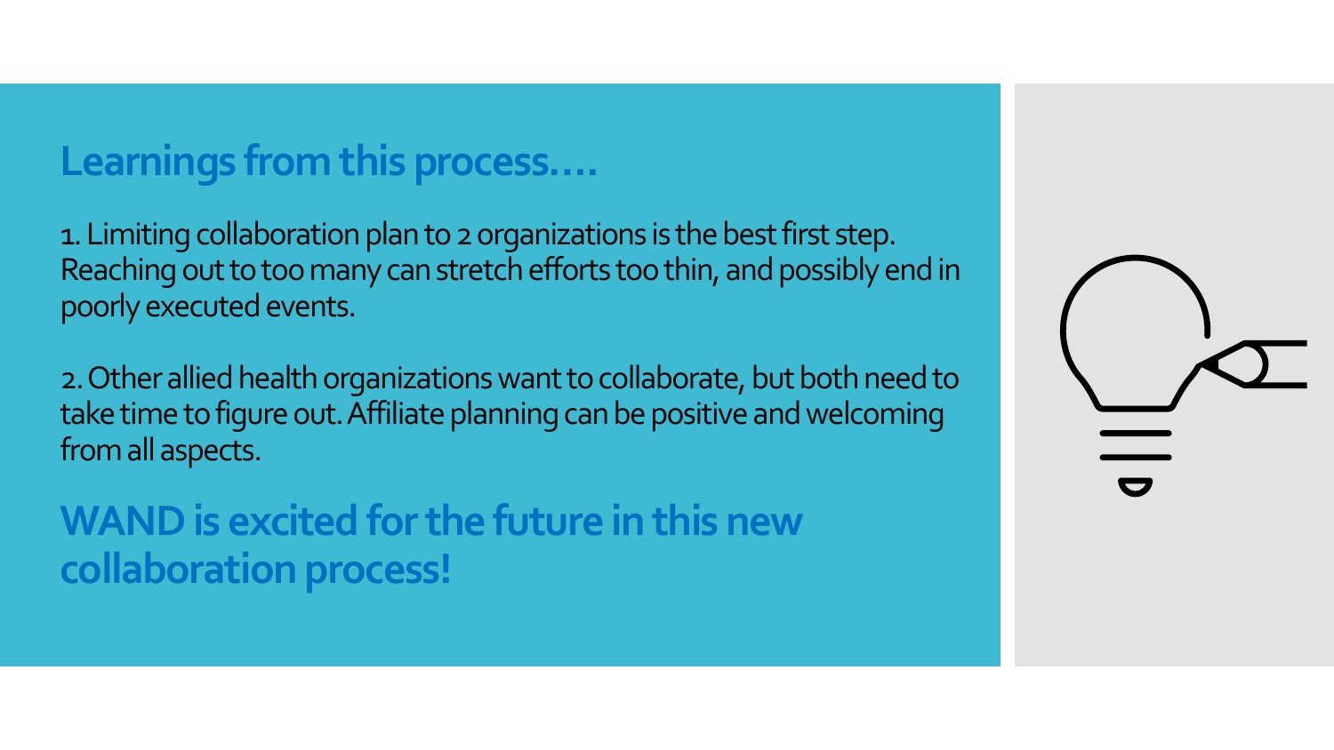## Learnings from this process….

1. Limiting collaboration plan to 2 organizations is the best first step. Reaching out to too many can stretch efforts too thin, and possibly end in poorly executed events.

2. Other allied health organizations want to collaborate, but both need to take time to figure out. Affiliate planning can be positive and welcoming from all aspects.

## WAND is excited for the future in this new collaboration process!